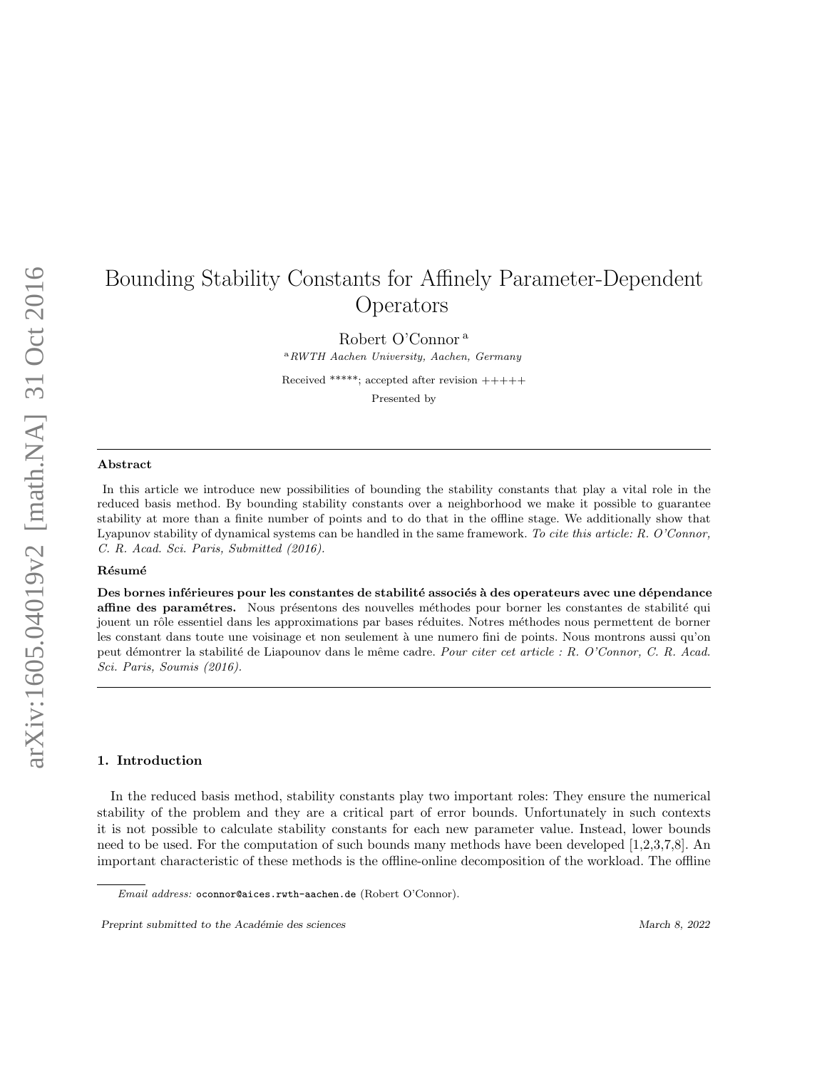# Bounding Stability Constants for Affinely Parameter-Dependent Operators

Robert O'Connor [a]

[a] *RWTH Aachen University, Aachen, Germany*

Received *****; accepted after revision +++++

Presented by

---

**Abstract**

In this article we introduce new possibilities of bounding the stability constants that play a vital role in the reduced basis method. By bounding stability constants over a neighborhood we make it possible to guarantee stability at more than a finite number of points and to do that in the offline stage. We additionally show that Lyapunov stability of dynamical systems can be handled in the same framework. *To cite this article: R. O'Connor, C. R. Acad. Sci. Paris, Submitted (2016).*

**Résumé**

**Des bornes inférieures pour les constantes de stabilité associés à des operateurs avec une dépendance affine des paramétres.** Nous présentons des nouvelles méthodes pour borner les constantes de stabilité qui jouent un rôle essentiel dans les approximations par bases réduites. Notres méthodes nous permettent de borner les constant dans toute une voisinage et non seulement à une numero fini de points. Nous montrons aussi qu'on peut démontrer la stabilité de Liapounov dans le même cadre. *Pour citer cet article : R. O'Connor, C. R. Acad. Sci. Paris, Soumis (2016).*

---

## 1. Introduction

In the reduced basis method, stability constants play two important roles: They ensure the numerical stability of the problem and they are a critical part of error bounds. Unfortunately in such contexts it is not possible to calculate stability constants for each new parameter value. Instead, lower bounds need to be used. For the computation of such bounds many methods have been developed [1,2,3,7,8]. An important characteristic of these methods is the offline-online decomposition of the workload. The offline

*Email address:* oconnor@aices.rwth-aachen.de (Robert O'Connor).

*Preprint submitted to the Académie des sciences* March 8, 2022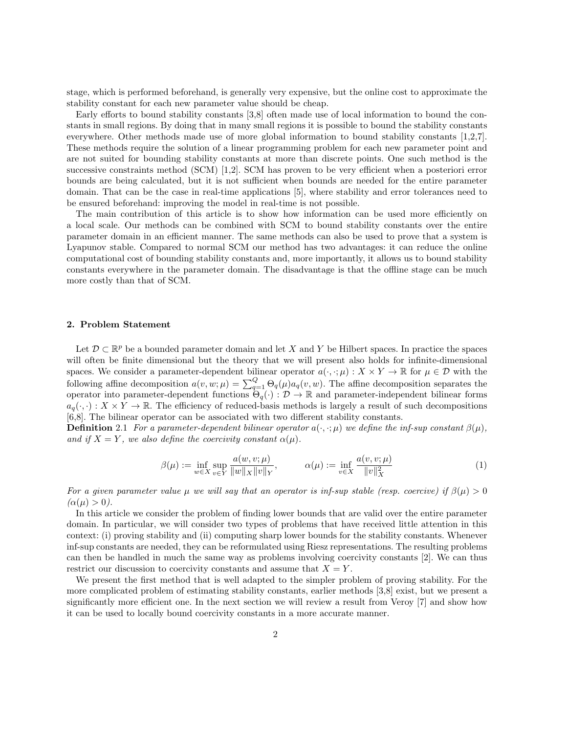stage, which is performed beforehand, is generally very expensive, but the online cost to approximate the stability constant for each new parameter value should be cheap.

Early efforts to bound stability constants [3,8] often made use of local information to bound the constants in small regions. By doing that in many small regions it is possible to bound the stability constants everywhere. Other methods made use of more global information to bound stability constants [1,2,7]. These methods require the solution of a linear programming problem for each new parameter point and are not suited for bounding stability constants at more than discrete points. One such method is the successive constraints method (SCM) [1,2]. SCM has proven to be very efficient when a posteriori error bounds are being calculated, but it is not sufficient when bounds are needed for the entire parameter domain. That can be the case in real-time applications [5], where stability and error tolerances need to be ensured beforehand: improving the model in real-time is not possible.

The main contribution of this article is to show how information can be used more efficiently on a local scale. Our methods can be combined with SCM to bound stability constants over the entire parameter domain in an efficient manner. The same methods can also be used to prove that a system is Lyapunov stable. Compared to normal SCM our method has two advantages: it can reduce the online computational cost of bounding stability constants and, more importantly, it allows us to bound stability constants everywhere in the parameter domain. The disadvantage is that the offline stage can be much more costly than that of SCM.

## 2. Problem Statement

Let $\mathcal{D} \subset \mathbb{R}^p$ be a bounded parameter domain and let $X$ and $Y$ be Hilbert spaces. In practice the spaces will often be finite dimensional but the theory that we will present also holds for infinite-dimensional spaces. We consider a parameter-dependent bilinear operator $a(\cdot, \cdot; \mu) : X \times Y \to \mathbb{R}$ for $\mu \in \mathcal{D}$ with the following affine decomposition $a(v, w; \mu) = \sum_{q=1}^{Q} \Theta_q(\mu) a_q(v, w)$. The affine decomposition separates the operator into parameter-dependent functions $\Theta_q(\cdot) : \mathcal{D} \to \mathbb{R}$ and parameter-independent bilinear forms $a_q(\cdot, \cdot) : X \times Y \to \mathbb{R}$. The efficiency of reduced-basis methods is largely a result of such decompositions [6,8]. The bilinear operator can be associated with two different stability constants.

**Definition** 2.1 *For a parameter-dependent bilinear operator $a(\cdot, \cdot; \mu)$ we define the inf-sup constant $\beta(\mu)$, and if $X = Y$, we also define the coercivity constant $\alpha(\mu)$.*

$$\beta(\mu) := \inf_{w \in X} \sup_{v \in Y} \frac{a(w, v; \mu)}{\|w\|_X \|v\|_Y}, \qquad \alpha(\mu) := \inf_{v \in X} \frac{a(v, v; \mu)}{\|v\|_X^2} \tag{1}$$

*For a given parameter value $\mu$ we will say that an operator is inf-sup stable (resp. coercive) if $\beta(\mu) > 0$ ($\alpha(\mu) > 0$).*

In this article we consider the problem of finding lower bounds that are valid over the entire parameter domain. In particular, we will consider two types of problems that have received little attention in this context: (i) proving stability and (ii) computing sharp lower bounds for the stability constants. Whenever inf-sup constants are needed, they can be reformulated using Riesz representations. The resulting problems can then be handled in much the same way as problems involving coercivity constants [2]. We can thus restrict our discussion to coercivity constants and assume that $X = Y$.

We present the first method that is well adapted to the simpler problem of proving stability. For the more complicated problem of estimating stability constants, earlier methods [3,8] exist, but we present a significantly more efficient one. In the next section we will review a result from Veroy [7] and show how it can be used to locally bound coercivity constants in a more accurate manner.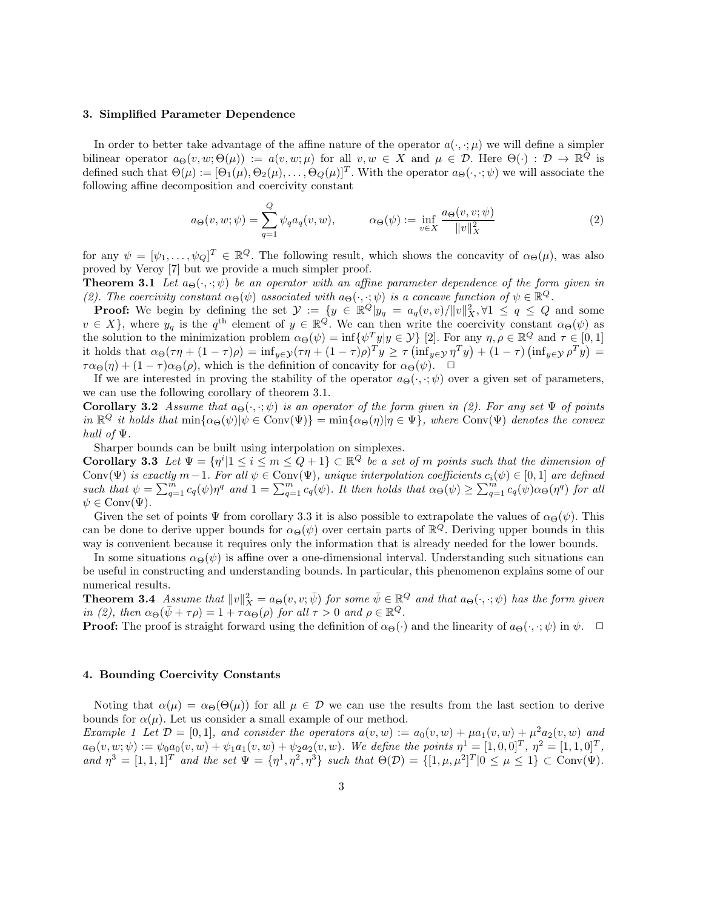## 3. Simplified Parameter Dependence

In order to better take advantage of the affine nature of the operator $a(\cdot,\cdot;\mu)$ we will define a simpler bilinear operator $a_\Theta(v,w;\Theta(\mu)) := a(v,w;\mu)$ for all $v,w \in X$ and $\mu \in \mathcal{D}$. Here $\Theta(\cdot) : \mathcal{D} \to \mathbb{R}^Q$ is defined such that $\Theta(\mu) := [\Theta_1(\mu), \Theta_2(\mu), \ldots, \Theta_Q(\mu)]^T$. With the operator $a_\Theta(\cdot,\cdot;\psi)$ we will associate the following affine decomposition and coercivity constant

$$a_\Theta(v,w;\psi) = \sum_{q=1}^{Q} \psi_q a_q(v,w), \qquad \alpha_\Theta(\psi) := \inf_{v \in X} \frac{a_\Theta(v,v;\psi)}{\|v\|_X^2} \tag{2}$$

for any $\psi = [\psi_1,\ldots,\psi_Q]^T \in \mathbb{R}^Q$. The following result, which shows the concavity of $\alpha_\Theta(\mu)$, was also proved by Veroy [7] but we provide a much simpler proof.

**Theorem 3.1** *Let $a_\Theta(\cdot,\cdot;\psi)$ be an operator with an affine parameter dependence of the form given in (2). The coercivity constant $\alpha_\Theta(\psi)$ associated with $a_\Theta(\cdot,\cdot;\psi)$ is a concave function of $\psi \in \mathbb{R}^Q$.*

**Proof:** We begin by defining the set $\mathcal{Y} := \{y \in \mathbb{R}^Q | y_q = a_q(v,v)/\|v\|_X^2, \forall 1 \leq q \leq Q$ and some $v \in X\}$, where $y_q$ is the $q^{\text{th}}$ element of $y \in \mathbb{R}^Q$. We can then write the coercivity constant $\alpha_\Theta(\psi)$ as the solution to the minimization problem $\alpha_\Theta(\psi) = \inf\{\psi^T y | y \in \mathcal{Y}\}$ [2]. For any $\eta, \rho \in \mathbb{R}^Q$ and $\tau \in [0,1]$ it holds that $\alpha_\Theta(\tau\eta + (1-\tau)\rho) = \inf_{y\in\mathcal{Y}}(\tau\eta + (1-\tau)\rho)^T y \geq \tau\left(\inf_{y\in\mathcal{Y}} \eta^T y\right) + (1-\tau)\left(\inf_{y\in\mathcal{Y}} \rho^T y\right) = \tau\alpha_\Theta(\eta) + (1-\tau)\alpha_\Theta(\rho)$, which is the definition of concavity for $\alpha_\Theta(\psi)$. $\square$

If we are interested in proving the stability of the operator $a_\Theta(\cdot,\cdot;\psi)$ over a given set of parameters, we can use the following corollary of theorem 3.1.

**Corollary 3.2** *Assume that $a_\Theta(\cdot,\cdot;\psi)$ is an operator of the form given in (2). For any set $\Psi$ of points in $\mathbb{R}^Q$ it holds that $\min\{\alpha_\Theta(\psi) | \psi \in \text{Conv}(\Psi)\} = \min\{\alpha_\Theta(\eta) | \eta \in \Psi\}$, where $\text{Conv}(\Psi)$ denotes the convex hull of $\Psi$.*

Sharper bounds can be built using interpolation on simplexes.

**Corollary 3.3** *Let $\Psi = \{\eta^i | 1 \leq i \leq m \leq Q+1\} \subset \mathbb{R}^Q$ be a set of $m$ points such that the dimension of $\text{Conv}(\Psi)$ is exactly $m-1$. For all $\psi \in \text{Conv}(\Psi)$, unique interpolation coefficients $c_i(\psi) \in [0,1]$ are defined such that $\psi = \sum_{q=1}^m c_q(\psi)\eta^q$ and $1 = \sum_{q=1}^m c_q(\psi)$. It then holds that $\alpha_\Theta(\psi) \geq \sum_{q=1}^m c_q(\psi)\alpha_\Theta(\eta^q)$ for all $\psi \in \text{Conv}(\Psi)$.*

Given the set of points $\Psi$ from corollary 3.3 it is also possible to extrapolate the values of $\alpha_\Theta(\psi)$. This can be done to derive upper bounds for $\alpha_\Theta(\psi)$ over certain parts of $\mathbb{R}^Q$. Deriving upper bounds in this way is convenient because it requires only the information that is already needed for the lower bounds.

In some situations $\alpha_\Theta(\psi)$ is affine over a one-dimensional interval. Understanding such situations can be useful in constructing and understanding bounds. In particular, this phenomenon explains some of our numerical results.

**Theorem 3.4** *Assume that $\|v\|_X^2 = a_\Theta(v,v;\bar{\psi})$ for some $\bar{\psi} \in \mathbb{R}^Q$ and that $a_\Theta(\cdot,\cdot;\psi)$ has the form given in (2), then $\alpha_\Theta(\bar{\psi} + \tau\rho) = 1 + \tau\alpha_\Theta(\rho)$ for all $\tau > 0$ and $\rho \in \mathbb{R}^Q$.*

**Proof:** The proof is straight forward using the definition of $\alpha_\Theta(\cdot)$ and the linearity of $a_\Theta(\cdot,\cdot;\psi)$ in $\psi$. $\square$

## 4. Bounding Coercivity Constants

Noting that $\alpha(\mu) = \alpha_\Theta(\Theta(\mu))$ for all $\mu \in \mathcal{D}$ we can use the results from the last section to derive bounds for $\alpha(\mu)$. Let us consider a small example of our method.

*Example 1 Let $\mathcal{D} = [0,1]$, and consider the operators $a(v,w) := a_0(v,w) + \mu a_1(v,w) + \mu^2 a_2(v,w)$ and $a_\Theta(v,w;\psi) := \psi_0 a_0(v,w) + \psi_1 a_1(v,w) + \psi_2 a_2(v,w)$. We define the points $\eta^1 = [1,0,0]^T$, $\eta^2 = [1,1,0]^T$, and $\eta^3 = [1,1,1]^T$ and the set $\Psi = \{\eta^1,\eta^2,\eta^3\}$ such that $\Theta(\mathcal{D}) = \{[1,\mu,\mu^2]^T | 0 \leq \mu \leq 1\} \subset \text{Conv}(\Psi)$.*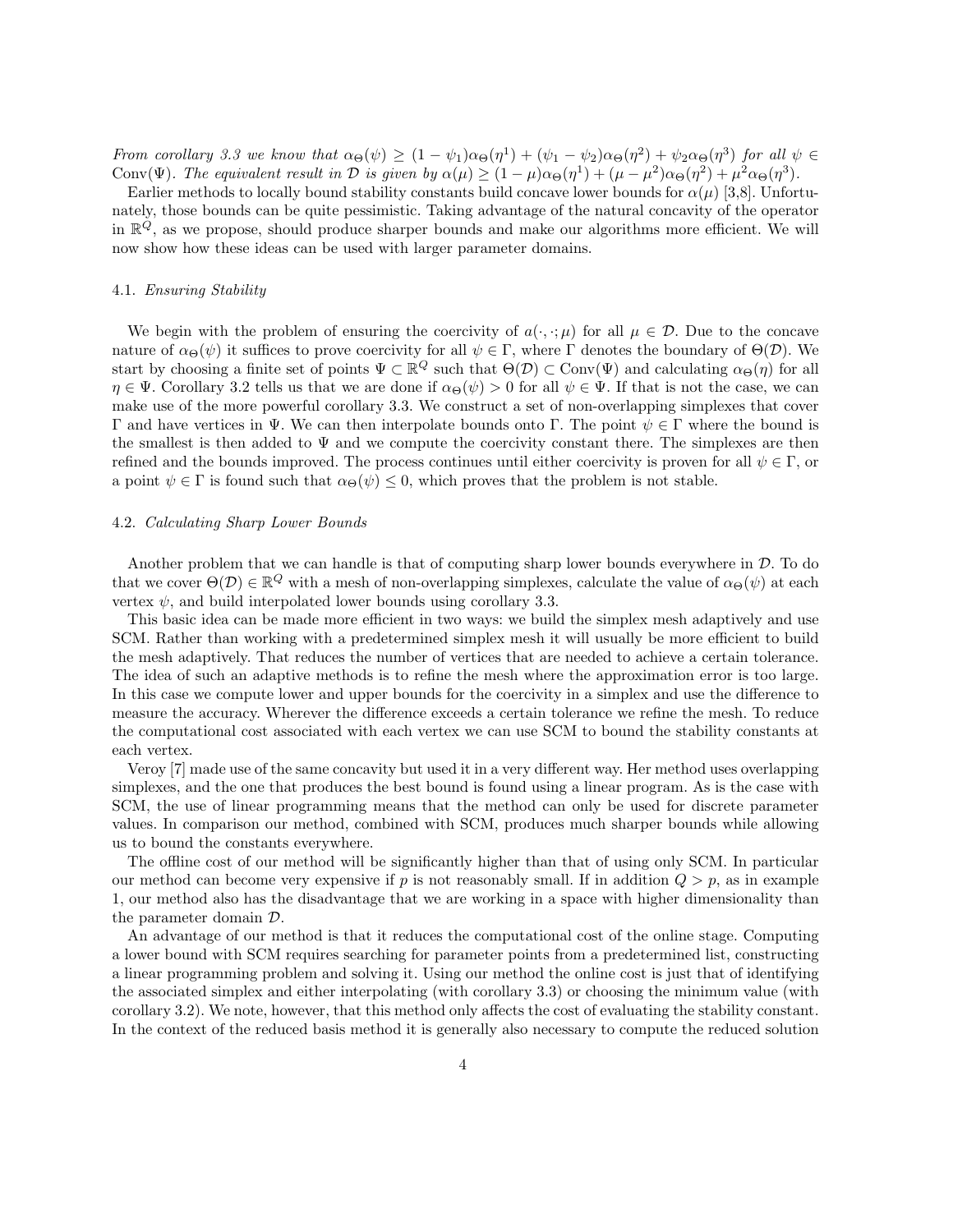*From corollary 3.3 we know that $\alpha_\Theta(\psi) \geq (1-\psi_1)\alpha_\Theta(\eta^1) + (\psi_1 - \psi_2)\alpha_\Theta(\eta^2) + \psi_2\alpha_\Theta(\eta^3)$ for all $\psi \in \mathrm{Conv}(\Psi)$. The equivalent result in $\mathcal{D}$ is given by $\alpha(\mu) \geq (1-\mu)\alpha_\Theta(\eta^1) + (\mu - \mu^2)\alpha_\Theta(\eta^2) + \mu^2\alpha_\Theta(\eta^3)$.*

Earlier methods to locally bound stability constants build concave lower bounds for $\alpha(\mu)$ [3,8]. Unfortunately, those bounds can be quite pessimistic. Taking advantage of the natural concavity of the operator in $\mathbb{R}^Q$, as we propose, should produce sharper bounds and make our algorithms more efficient. We will now show how these ideas can be used with larger parameter domains.

### 4.1. *Ensuring Stability*

We begin with the problem of ensuring the coercivity of $a(\cdot,\cdot;\mu)$ for all $\mu \in \mathcal{D}$. Due to the concave nature of $\alpha_\Theta(\psi)$ it suffices to prove coercivity for all $\psi \in \Gamma$, where $\Gamma$ denotes the boundary of $\Theta(\mathcal{D})$. We start by choosing a finite set of points $\Psi \subset \mathbb{R}^Q$ such that $\Theta(\mathcal{D}) \subset \mathrm{Conv}(\Psi)$ and calculating $\alpha_\Theta(\eta)$ for all $\eta \in \Psi$. Corollary 3.2 tells us that we are done if $\alpha_\Theta(\psi) > 0$ for all $\psi \in \Psi$. If that is not the case, we can make use of the more powerful corollary 3.3. We construct a set of non-overlapping simplexes that cover $\Gamma$ and have vertices in $\Psi$. We can then interpolate bounds onto $\Gamma$. The point $\psi \in \Gamma$ where the bound is the smallest is then added to $\Psi$ and we compute the coercivity constant there. The simplexes are then refined and the bounds improved. The process continues until either coercivity is proven for all $\psi \in \Gamma$, or a point $\psi \in \Gamma$ is found such that $\alpha_\Theta(\psi) \leq 0$, which proves that the problem is not stable.

### 4.2. *Calculating Sharp Lower Bounds*

Another problem that we can handle is that of computing sharp lower bounds everywhere in $\mathcal{D}$. To do that we cover $\Theta(\mathcal{D}) \in \mathbb{R}^Q$ with a mesh of non-overlapping simplexes, calculate the value of $\alpha_\Theta(\psi)$ at each vertex $\psi$, and build interpolated lower bounds using corollary 3.3.

This basic idea can be made more efficient in two ways: we build the simplex mesh adaptively and use SCM. Rather than working with a predetermined simplex mesh it will usually be more efficient to build the mesh adaptively. That reduces the number of vertices that are needed to achieve a certain tolerance. The idea of such an adaptive methods is to refine the mesh where the approximation error is too large. In this case we compute lower and upper bounds for the coercivity in a simplex and use the difference to measure the accuracy. Wherever the difference exceeds a certain tolerance we refine the mesh. To reduce the computational cost associated with each vertex we can use SCM to bound the stability constants at each vertex.

Veroy [7] made use of the same concavity but used it in a very different way. Her method uses overlapping simplexes, and the one that produces the best bound is found using a linear program. As is the case with SCM, the use of linear programming means that the method can only be used for discrete parameter values. In comparison our method, combined with SCM, produces much sharper bounds while allowing us to bound the constants everywhere.

The offline cost of our method will be significantly higher than that of using only SCM. In particular our method can become very expensive if $p$ is not reasonably small. If in addition $Q > p$, as in example 1, our method also has the disadvantage that we are working in a space with higher dimensionality than the parameter domain $\mathcal{D}$.

An advantage of our method is that it reduces the computational cost of the online stage. Computing a lower bound with SCM requires searching for parameter points from a predetermined list, constructing a linear programming problem and solving it. Using our method the online cost is just that of identifying the associated simplex and either interpolating (with corollary 3.3) or choosing the minimum value (with corollary 3.2). We note, however, that this method only affects the cost of evaluating the stability constant. In the context of the reduced basis method it is generally also necessary to compute the reduced solution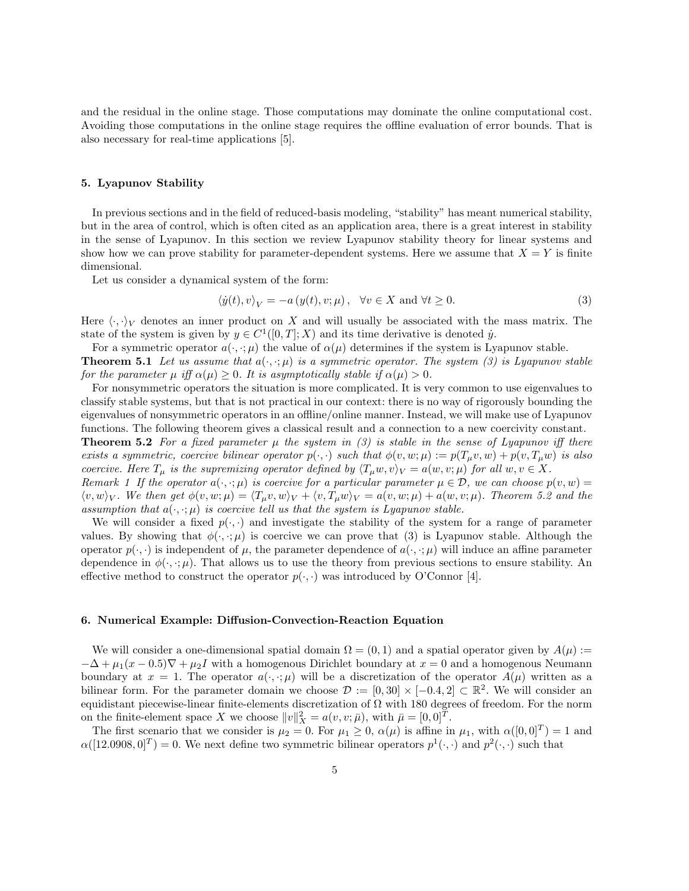and the residual in the online stage. Those computations may dominate the online computational cost. Avoiding those computations in the online stage requires the offline evaluation of error bounds. That is also necessary for real-time applications [5].

## 5. Lyapunov Stability

In previous sections and in the field of reduced-basis modeling, "stability" has meant numerical stability, but in the area of control, which is often cited as an application area, there is a great interest in stability in the sense of Lyapunov. In this section we review Lyapunov stability theory for linear systems and show how we can prove stability for parameter-dependent systems. Here we assume that $X = Y$ is finite dimensional.

Let us consider a dynamical system of the form:

$$\langle \dot{y}(t), v \rangle_V = -a\left(y(t), v; \mu\right), \quad \forall v \in X \text{ and } \forall t \geq 0. \tag{3}$$

Here $\langle \cdot, \cdot \rangle_V$ denotes an inner product on $X$ and will usually be associated with the mass matrix. The state of the system is given by $y \in C^1([0,T]; X)$ and its time derivative is denoted $\dot{y}$.

For a symmetric operator $a(\cdot, \cdot; \mu)$ the value of $\alpha(\mu)$ determines if the system is Lyapunov stable.

**Theorem 5.1** *Let us assume that $a(\cdot, \cdot; \mu)$ is a symmetric operator. The system (3) is Lyapunov stable for the parameter $\mu$ iff $\alpha(\mu) \geq 0$. It is asymptotically stable if $\alpha(\mu) > 0$.*

For nonsymmetric operators the situation is more complicated. It is very common to use eigenvalues to classify stable systems, but that is not practical in our context: there is no way of rigorously bounding the eigenvalues of nonsymmetric operators in an offline/online manner. Instead, we will make use of Lyapunov functions. The following theorem gives a classical result and a connection to a new coercivity constant.

**Theorem 5.2** *For a fixed parameter $\mu$ the system in (3) is stable in the sense of Lyapunov iff there exists a symmetric, coercive bilinear operator $p(\cdot, \cdot)$ such that $\phi(v, w; \mu) := p(T_\mu v, w) + p(v, T_\mu w)$ is also coercive. Here $T_\mu$ is the supremizing operator defined by $\langle T_\mu w, v \rangle_V = a(w, v; \mu)$ for all $w, v \in X$.*

*Remark 1 If the operator $a(\cdot, \cdot; \mu)$ is coercive for a particular parameter $\mu \in \mathcal{D}$, we can choose $p(v, w) = \langle v, w \rangle_V$. We then get $\phi(v, w; \mu) = \langle T_\mu v, w \rangle_V + \langle v, T_\mu w \rangle_V = a(v, w; \mu) + a(w, v; \mu)$. Theorem 5.2 and the assumption that $a(\cdot, \cdot; \mu)$ is coercive tell us that the system is Lyapunov stable.*

We will consider a fixed $p(\cdot, \cdot)$ and investigate the stability of the system for a range of parameter values. By showing that $\phi(\cdot, \cdot; \mu)$ is coercive we can prove that (3) is Lyapunov stable. Although the operator $p(\cdot, \cdot)$ is independent of $\mu$, the parameter dependence of $a(\cdot, \cdot; \mu)$ will induce an affine parameter dependence in $\phi(\cdot, \cdot; \mu)$. That allows us to use the theory from previous sections to ensure stability. An effective method to construct the operator $p(\cdot, \cdot)$ was introduced by O'Connor [4].

## 6. Numerical Example: Diffusion-Convection-Reaction Equation

We will consider a one-dimensional spatial domain $\Omega = (0, 1)$ and a spatial operator given by $A(\mu) := -\Delta + \mu_1(x - 0.5)\nabla + \mu_2 I$ with a homogenous Dirichlet boundary at $x = 0$ and a homogenous Neumann boundary at $x = 1$. The operator $a(\cdot, \cdot; \mu)$ will be a discretization of the operator $A(\mu)$ written as a bilinear form. For the parameter domain we choose $\mathcal{D} := [0, 30] \times [-0.4, 2] \subset \mathbb{R}^2$. We will consider an equidistant piecewise-linear finite-elements discretization of $\Omega$ with 180 degrees of freedom. For the norm on the finite-element space $X$ we choose $\|v\|_X^2 = a(v, v; \bar{\mu})$, with $\bar{\mu} = [0, 0]^T$.

The first scenario that we consider is $\mu_2 = 0$. For $\mu_1 \geq 0$, $\alpha(\mu)$ is affine in $\mu_1$, with $\alpha([0, 0]^T) = 1$ and $\alpha([12.0908, 0]^T) = 0$. We next define two symmetric bilinear operators $p^1(\cdot, \cdot)$ and $p^2(\cdot, \cdot)$ such that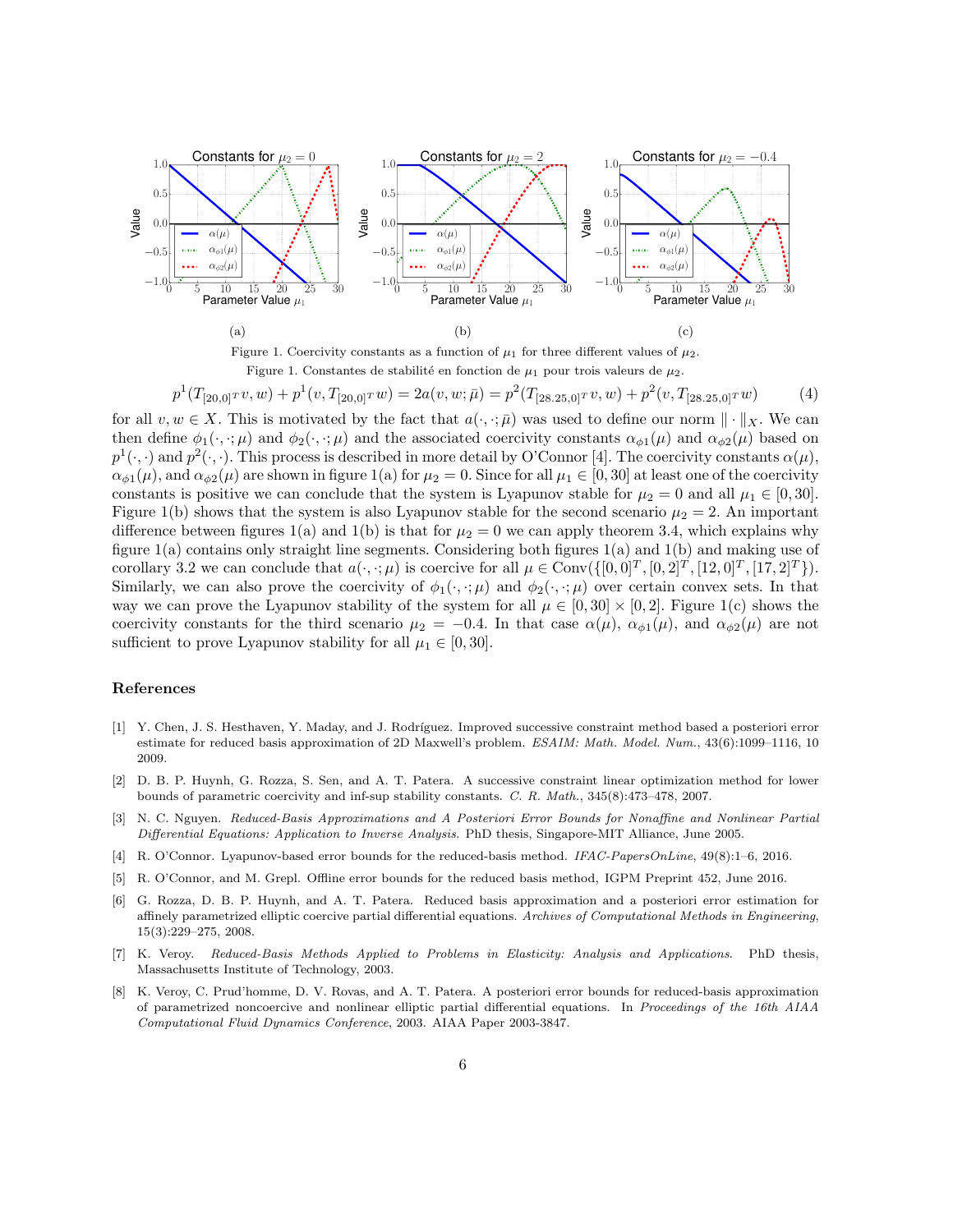Constants for $\mu_2 = 0$

1.0
0.5
0.0
−0.5
−1.0

Value

0 5 10 15 20 25 30

Parameter Value $\mu_1$

$\alpha(\mu)$
$\alpha_{\phi1}(\mu)$
$\alpha_{\phi2}(\mu)$

Constants for $\mu_2 = 2$

1.0
0.5
0.0
−0.5
−1.0

Value

0 5 10 15 20 25 30

Parameter Value $\mu_1$

$\alpha(\mu)$
$\alpha_{\phi1}(\mu)$
$\alpha_{\phi2}(\mu)$

Constants for $\mu_2 = -0.4$

1.0
0.5
0.0
−0.5
−1.0

Value

0 5 10 15 20 25 30

Parameter Value $\mu_1$

$\alpha(\mu)$
$\alpha_{\phi1}(\mu)$
$\alpha_{\phi2}(\mu)$

(a) (b) (c)

Figure 1. Coercivity constants as a function of $\mu_1$ for three different values of $\mu_2$.

Figure 1. Constantes de stabilité en fonction de $\mu_1$ pour trois valeurs de $\mu_2$.

$$p^1(T_{[20,0]^T} v, w) + p^1(v, T_{[20,0]^T} w) = 2a(v, w; \bar{\mu}) = p^2(T_{[28.25,0]^T} v, w) + p^2(v, T_{[28.25,0]^T} w) \tag{4}$$

for all $v, w \in X$. This is motivated by the fact that $a(\cdot, \cdot; \bar{\mu})$ was used to define our norm $\| \cdot \|_X$. We can then define $\phi_1(\cdot, \cdot; \mu)$ and $\phi_2(\cdot, \cdot; \mu)$ and the associated coercivity constants $\alpha_{\phi 1}(\mu)$ and $\alpha_{\phi 2}(\mu)$ based on $p^1(\cdot, \cdot)$ and $p^2(\cdot, \cdot)$. This process is described in more detail by O'Connor [4]. The coercivity constants $\alpha(\mu)$, $\alpha_{\phi 1}(\mu)$, and $\alpha_{\phi 2}(\mu)$ are shown in figure 1(a) for $\mu_2 = 0$. Since for all $\mu_1 \in [0, 30]$ at least one of the coercivity constants is positive we can conclude that the system is Lyapunov stable for $\mu_2 = 0$ and all $\mu_1 \in [0, 30]$. Figure 1(b) shows that the system is also Lyapunov stable for the second scenario $\mu_2 = 2$. An important difference between figures 1(a) and 1(b) is that for $\mu_2 = 0$ we can apply theorem 3.4, which explains why figure 1(a) contains only straight line segments. Considering both figures 1(a) and 1(b) and making use of corollary 3.2 we can conclude that $a(\cdot, \cdot; \mu)$ is coercive for all $\mu \in \text{Conv}(\{[0, 0]^T, [0, 2]^T, [12, 0]^T, [17, 2]^T\})$. Similarly, we can also prove the coercivity of $\phi_1(\cdot, \cdot; \mu)$ and $\phi_2(\cdot, \cdot; \mu)$ over certain convex sets. In that way we can prove the Lyapunov stability of the system for all $\mu \in [0, 30] \times [0, 2]$. Figure 1(c) shows the coercivity constants for the third scenario $\mu_2 = -0.4$. In that case $\alpha(\mu)$, $\alpha_{\phi 1}(\mu)$, and $\alpha_{\phi 2}(\mu)$ are not sufficient to prove Lyapunov stability for all $\mu_1 \in [0, 30]$.

## References

[1] Y. Chen, J. S. Hesthaven, Y. Maday, and J. Rodríguez. Improved successive constraint method based a posteriori error estimate for reduced basis approximation of 2D Maxwell's problem. *ESAIM: Math. Model. Num.*, 43(6):1099–1116, 10 2009.

[2] D. B. P. Huynh, G. Rozza, S. Sen, and A. T. Patera. A successive constraint linear optimization method for lower bounds of parametric coercivity and inf-sup stability constants. *C. R. Math.*, 345(8):473–478, 2007.

[3] N. C. Nguyen. *Reduced-Basis Approximations and A Posteriori Error Bounds for Nonaffine and Nonlinear Partial Differential Equations: Application to Inverse Analysis.* PhD thesis, Singapore-MIT Alliance, June 2005.

[4] R. O'Connor. Lyapunov-based error bounds for the reduced-basis method. *IFAC-PapersOnLine*, 49(8):1–6, 2016.

[5] R. O'Connor, and M. Grepl. Offline error bounds for the reduced basis method, IGPM Preprint 452, June 2016.

[6] G. Rozza, D. B. P. Huynh, and A. T. Patera. Reduced basis approximation and a posteriori error estimation for affinely parametrized elliptic coercive partial differential equations. *Archives of Computational Methods in Engineering*, 15(3):229–275, 2008.

[7] K. Veroy. *Reduced-Basis Methods Applied to Problems in Elasticity: Analysis and Applications.* PhD thesis, Massachusetts Institute of Technology, 2003.

[8] K. Veroy, C. Prud'homme, D. V. Rovas, and A. T. Patera. A posteriori error bounds for reduced-basis approximation of parametrized noncoercive and nonlinear elliptic partial differential equations. In *Proceedings of the 16th AIAA Computational Fluid Dynamics Conference*, 2003. AIAA Paper 2003-3847.